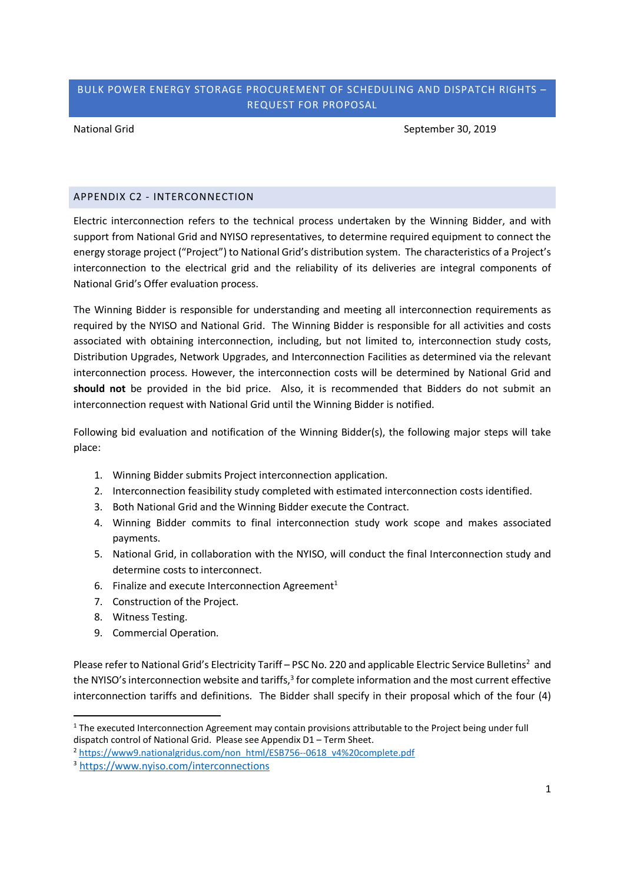# BULK POWER ENERGY STORAGE PROCUREMENT OF SCHEDULING AND DISPATCH RIGHTS – REQUEST FOR PROPOSAL

National Grid September 30, 2019

## APPENDIX C2 - INTERCONNECTION

Electric interconnection refers to the technical process undertaken by the Winning Bidder, and with support from National Grid and NYISO representatives, to determine required equipment to connect the energy storage project ("Project") to National Grid's distribution system. The characteristics of a Project's interconnection to the electrical grid and the reliability of its deliveries are integral components of National Grid's Offer evaluation process.

The Winning Bidder is responsible for understanding and meeting all interconnection requirements as required by the NYISO and National Grid. The Winning Bidder is responsible for all activities and costs associated with obtaining interconnection, including, but not limited to, interconnection study costs, Distribution Upgrades, Network Upgrades, and Interconnection Facilities as determined via the relevant interconnection process. However, the interconnection costs will be determined by National Grid and **should not** be provided in the bid price. Also, it is recommended that Bidders do not submit an interconnection request with National Grid until the Winning Bidder is notified.

Following bid evaluation and notification of the Winning Bidder(s), the following major steps will take place:

1. Winning Bidder submits Project interconnection application.
2. Interconnection feasibility study completed with estimated interconnection costs identified.
3. Both National Grid and the Winning Bidder execute the Contract.
4. Winning Bidder commits to final interconnection study work scope and makes associated payments.
5. National Grid, in collaboration with the NYISO, will conduct the final Interconnection study and determine costs to interconnect.
6. Finalize and execute Interconnection Agreement[1]
7. Construction of the Project.
8. Witness Testing.
9. Commercial Operation.

Please refer to National Grid's Electricity Tariff – PSC No. 220 and applicable Electric Service Bulletins[2] and the NYISO's interconnection website and tariffs,[3] for complete information and the most current effective interconnection tariffs and definitions. The Bidder shall specify in their proposal which of the four (4)

---

[1] The executed Interconnection Agreement may contain provisions attributable to the Project being under full dispatch control of National Grid. Please see Appendix D1 – Term Sheet.

[2] https://www9.nationalgridus.com/non_html/ESB756--0618_v4%20complete.pdf

[3] https://www.nyiso.com/interconnections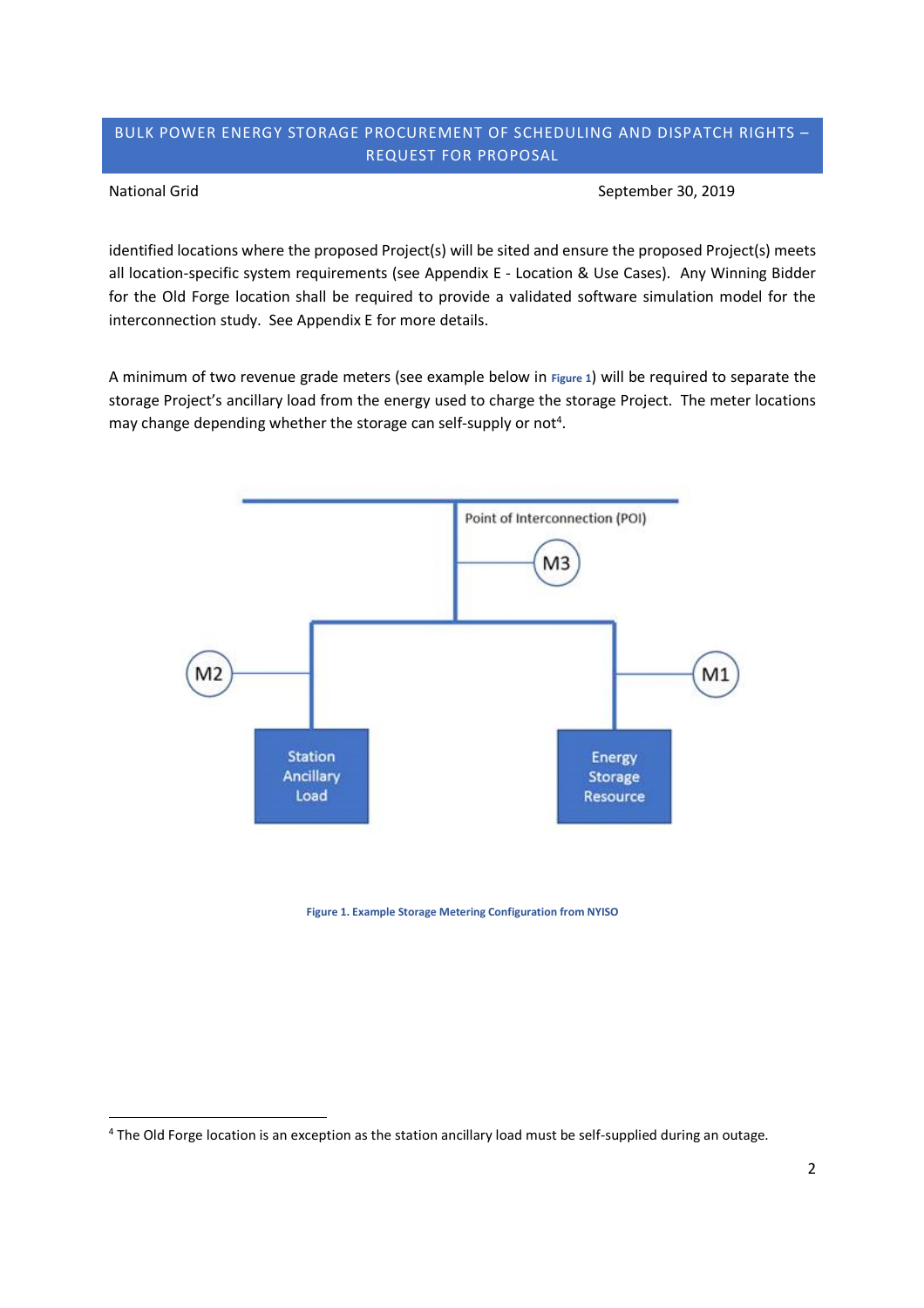identified locations where the proposed Project(s) will be sited and ensure the proposed Project(s) meets all location-specific system requirements (see Appendix E - Location & Use Cases). Any Winning Bidder for the Old Forge location shall be required to provide a validated software simulation model for the interconnection study. See Appendix E for more details.

A minimum of two revenue grade meters (see example below in Figure 1) will be required to separate the storage Project's ancillary load from the energy used to charge the storage Project. The meter locations may change depending whether the storage can self-supply or not[4].

Point of Interconnection (POI)

M3

M2

M1

Station Ancillary Load

Energy Storage Resource

**Figure 1. Example Storage Metering Configuration from NYISO**

[4] The Old Forge location is an exception as the station ancillary load must be self-supplied during an outage.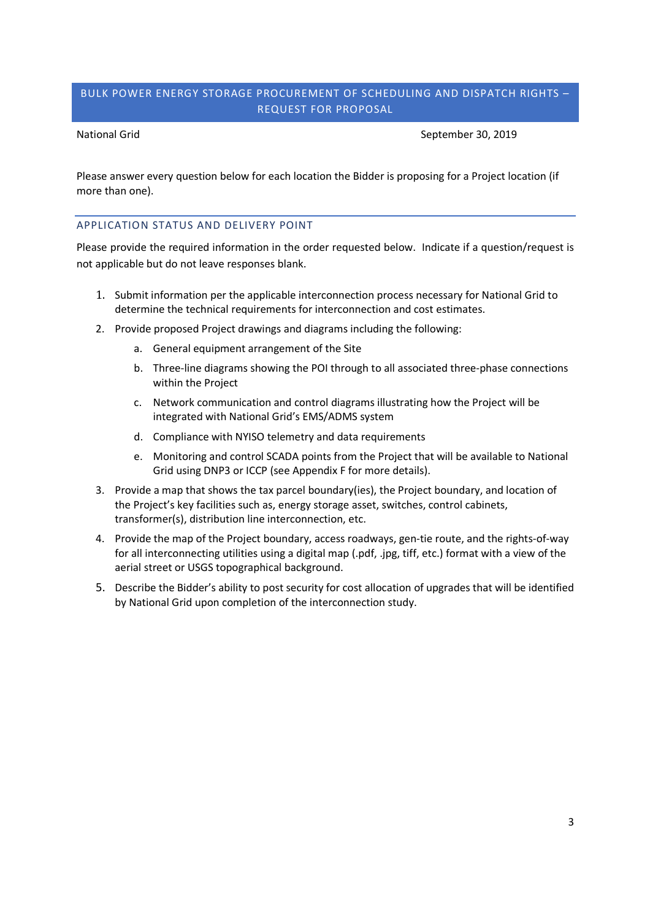# BULK POWER ENERGY STORAGE PROCUREMENT OF SCHEDULING AND DISPATCH RIGHTS – REQUEST FOR PROPOSAL

National Grid September 30, 2019

Please answer every question below for each location the Bidder is proposing for a Project location (if more than one).

## APPLICATION STATUS AND DELIVERY POINT

Please provide the required information in the order requested below. Indicate if a question/request is not applicable but do not leave responses blank.

1. Submit information per the applicable interconnection process necessary for National Grid to determine the technical requirements for interconnection and cost estimates.
2. Provide proposed Project drawings and diagrams including the following:
   a. General equipment arrangement of the Site
   b. Three-line diagrams showing the POI through to all associated three-phase connections within the Project
   c. Network communication and control diagrams illustrating how the Project will be integrated with National Grid's EMS/ADMS system
   d. Compliance with NYISO telemetry and data requirements
   e. Monitoring and control SCADA points from the Project that will be available to National Grid using DNP3 or ICCP (see Appendix F for more details).
3. Provide a map that shows the tax parcel boundary(ies), the Project boundary, and location of the Project's key facilities such as, energy storage asset, switches, control cabinets, transformer(s), distribution line interconnection, etc.
4. Provide the map of the Project boundary, access roadways, gen-tie route, and the rights-of-way for all interconnecting utilities using a digital map (.pdf, .jpg, tiff, etc.) format with a view of the aerial street or USGS topographical background.
5. Describe the Bidder's ability to post security for cost allocation of upgrades that will be identified by National Grid upon completion of the interconnection study.